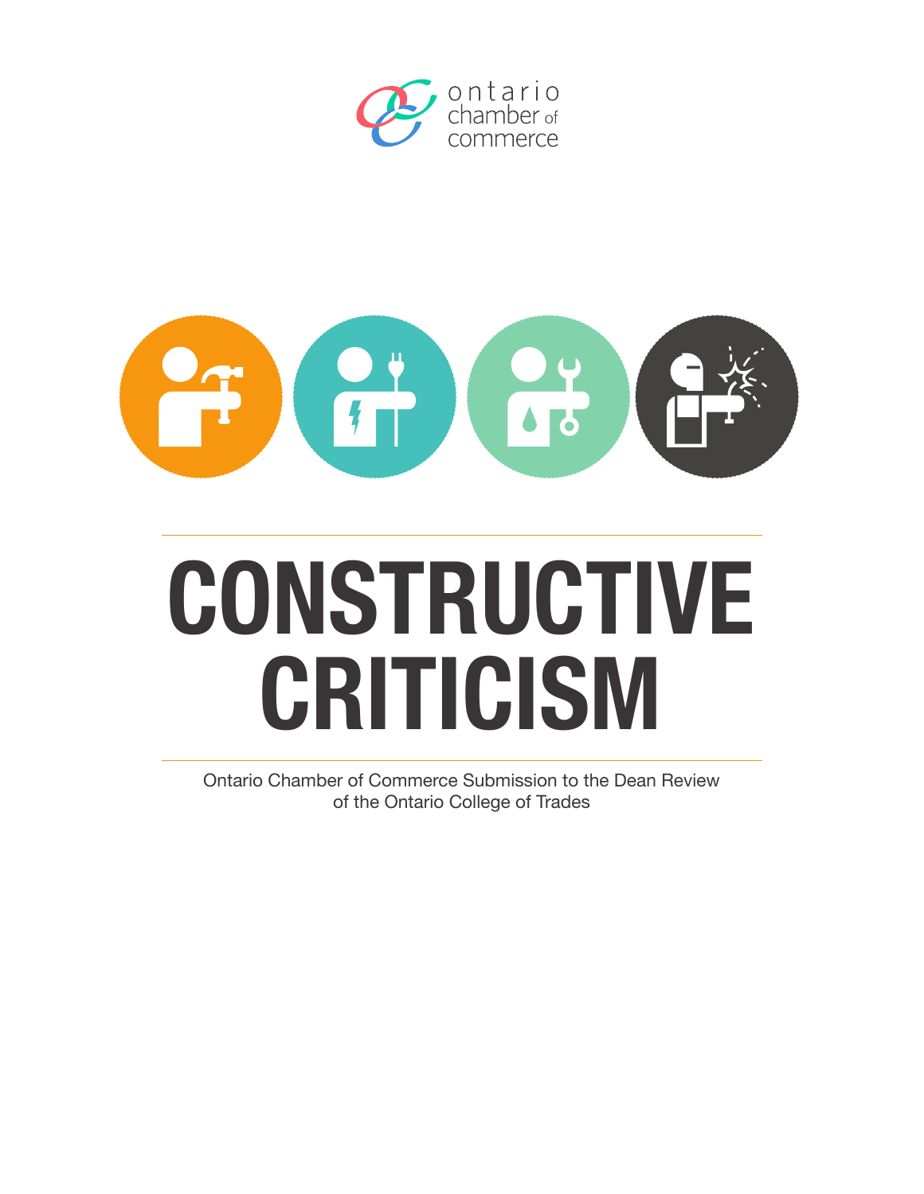ontario chamber of commerce

# CONSTRUCTIVE CRITICISM

Ontario Chamber of Commerce Submission to the Dean Review of the Ontario College of Trades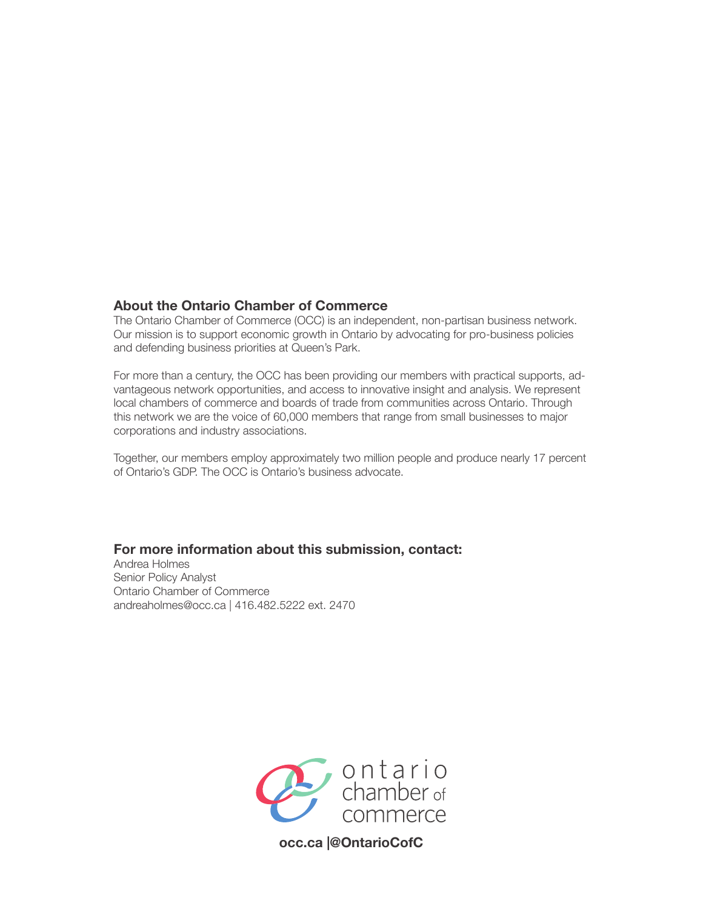## About the Ontario Chamber of Commerce

The Ontario Chamber of Commerce (OCC) is an independent, non-partisan business network. Our mission is to support economic growth in Ontario by advocating for pro-business policies and defending business priorities at Queen's Park.

For more than a century, the OCC has been providing our members with practical supports, advantageous network opportunities, and access to innovative insight and analysis. We represent local chambers of commerce and boards of trade from communities across Ontario. Through this network we are the voice of 60,000 members that range from small businesses to major corporations and industry associations.

Together, our members employ approximately two million people and produce nearly 17 percent of Ontario's GDP. The OCC is Ontario's business advocate.

## For more information about this submission, contact:

Andrea Holmes
Senior Policy Analyst
Ontario Chamber of Commerce
andreaholmes@occ.ca | 416.482.5222 ext. 2470

ontario chamber of commerce

**occ.ca |@OntarioCofC**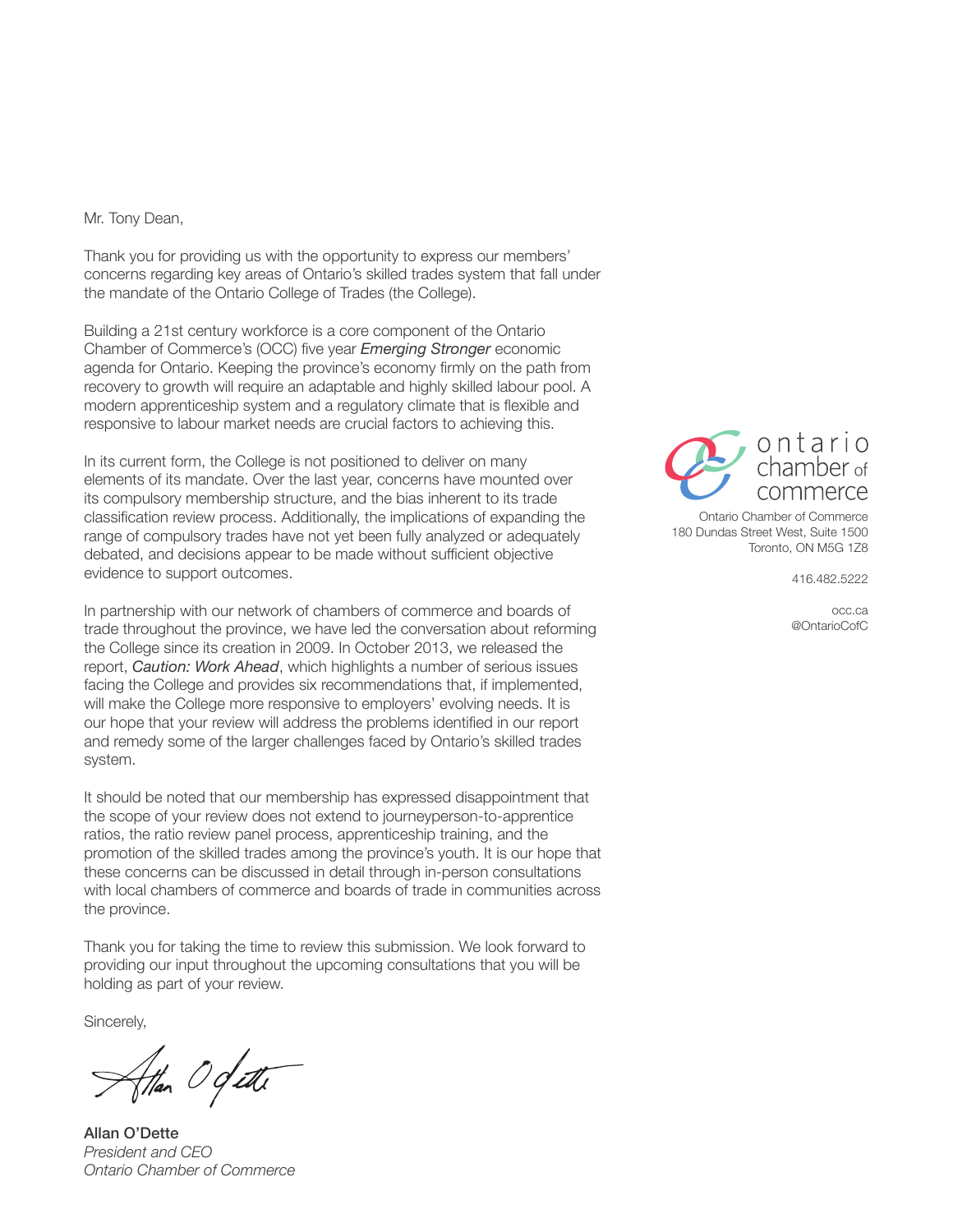Mr. Tony Dean,

Thank you for providing us with the opportunity to express our members' concerns regarding key areas of Ontario's skilled trades system that fall under the mandate of the Ontario College of Trades (the College).

Building a 21st century workforce is a core component of the Ontario Chamber of Commerce's (OCC) five year *Emerging Stronger* economic agenda for Ontario. Keeping the province's economy firmly on the path from recovery to growth will require an adaptable and highly skilled labour pool. A modern apprenticeship system and a regulatory climate that is flexible and responsive to labour market needs are crucial factors to achieving this.

In its current form, the College is not positioned to deliver on many elements of its mandate. Over the last year, concerns have mounted over its compulsory membership structure, and the bias inherent to its trade classification review process. Additionally, the implications of expanding the range of compulsory trades have not yet been fully analyzed or adequately debated, and decisions appear to be made without sufficient objective evidence to support outcomes.

In partnership with our network of chambers of commerce and boards of trade throughout the province, we have led the conversation about reforming the College since its creation in 2009. In October 2013, we released the report, *Caution: Work Ahead*, which highlights a number of serious issues facing the College and provides six recommendations that, if implemented, will make the College more responsive to employers' evolving needs. It is our hope that your review will address the problems identified in our report and remedy some of the larger challenges faced by Ontario's skilled trades system.

It should be noted that our membership has expressed disappointment that the scope of your review does not extend to journeyperson-to-apprentice ratios, the ratio review panel process, apprenticeship training, and the promotion of the skilled trades among the province's youth. It is our hope that these concerns can be discussed in detail through in-person consultations with local chambers of commerce and boards of trade in communities across the province.

Thank you for taking the time to review this submission. We look forward to providing our input throughout the upcoming consultations that you will be holding as part of your review.

Sincerely,

**Allan O'Dette**
*President and CEO*
*Ontario Chamber of Commerce*

ontario chamber of commerce

Ontario Chamber of Commerce
180 Dundas Street West, Suite 1500
Toronto, ON M5G 1Z8

416.482.5222

occ.ca
@OntarioCofC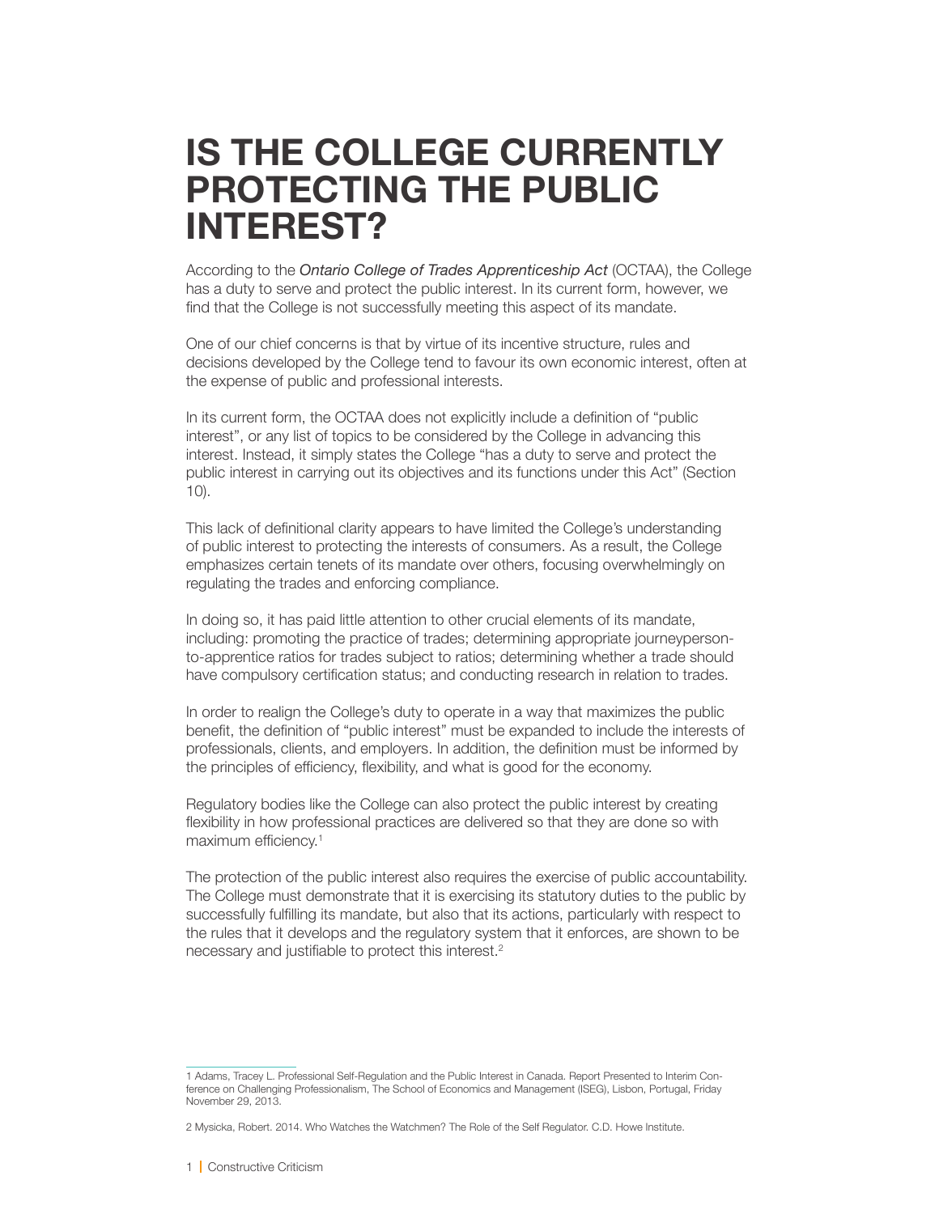# IS THE COLLEGE CURRENTLY PROTECTING THE PUBLIC INTEREST?

According to the *Ontario College of Trades Apprenticeship Act* (OCTAA), the College has a duty to serve and protect the public interest. In its current form, however, we find that the College is not successfully meeting this aspect of its mandate.

One of our chief concerns is that by virtue of its incentive structure, rules and decisions developed by the College tend to favour its own economic interest, often at the expense of public and professional interests.

In its current form, the OCTAA does not explicitly include a definition of "public interest", or any list of topics to be considered by the College in advancing this interest. Instead, it simply states the College "has a duty to serve and protect the public interest in carrying out its objectives and its functions under this Act" (Section 10).

This lack of definitional clarity appears to have limited the College's understanding of public interest to protecting the interests of consumers. As a result, the College emphasizes certain tenets of its mandate over others, focusing overwhelmingly on regulating the trades and enforcing compliance.

In doing so, it has paid little attention to other crucial elements of its mandate, including: promoting the practice of trades; determining appropriate journeyperson-to-apprentice ratios for trades subject to ratios; determining whether a trade should have compulsory certification status; and conducting research in relation to trades.

In order to realign the College's duty to operate in a way that maximizes the public benefit, the definition of "public interest" must be expanded to include the interests of professionals, clients, and employers. In addition, the definition must be informed by the principles of efficiency, flexibility, and what is good for the economy.

Regulatory bodies like the College can also protect the public interest by creating flexibility in how professional practices are delivered so that they are done so with maximum efficiency.[1]

The protection of the public interest also requires the exercise of public accountability. The College must demonstrate that it is exercising its statutory duties to the public by successfully fulfilling its mandate, but also that its actions, particularly with respect to the rules that it develops and the regulatory system that it enforces, are shown to be necessary and justifiable to protect this interest.[2]

---

1 Adams, Tracey L. Professional Self-Regulation and the Public Interest in Canada. Report Presented to Interim Conference on Challenging Professionalism, The School of Economics and Management (ISEG), Lisbon, Portugal, Friday November 29, 2013.

2 Mysicka, Robert. 2014. Who Watches the Watchmen? The Role of the Self Regulator. C.D. Howe Institute.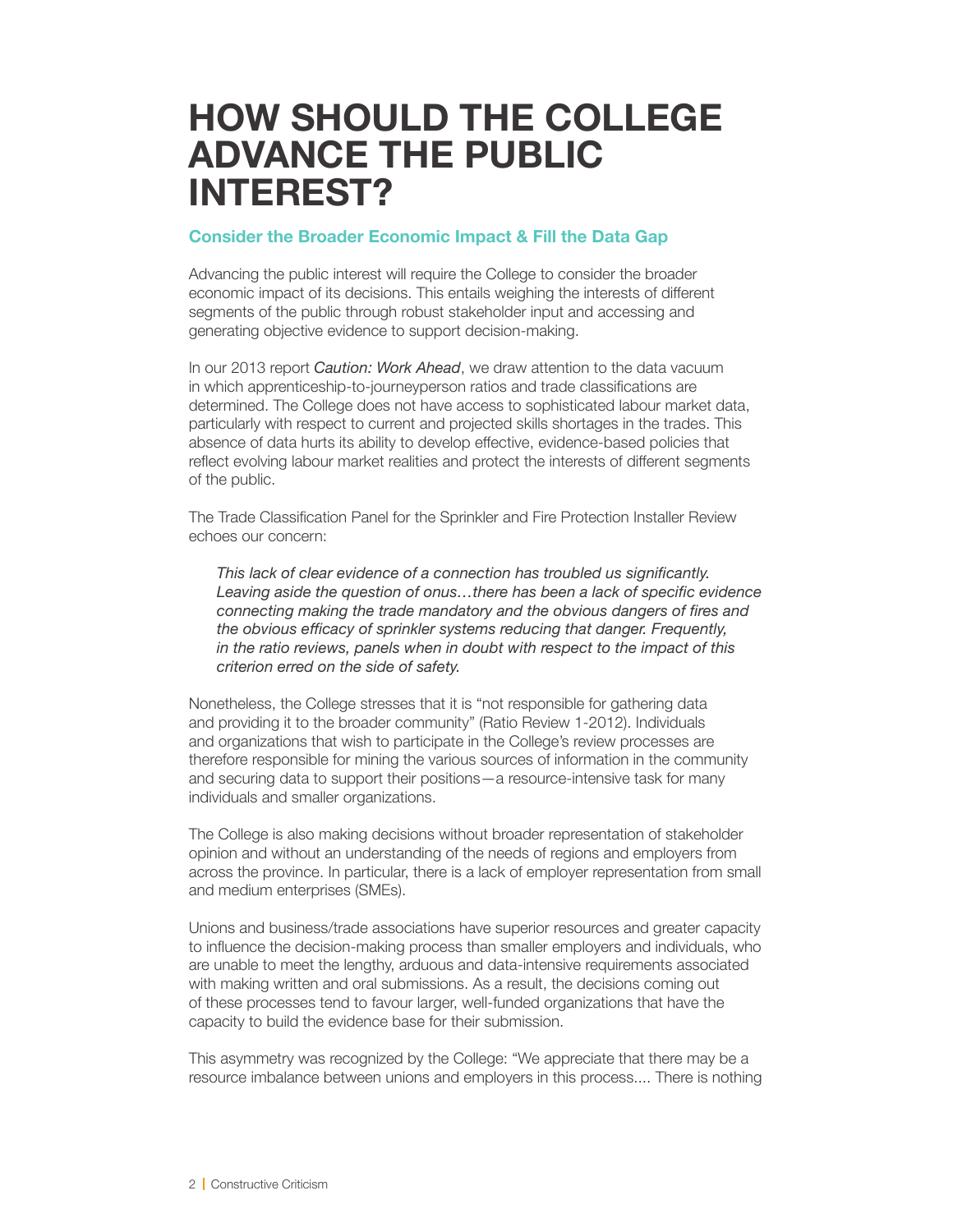# HOW SHOULD THE COLLEGE ADVANCE THE PUBLIC INTEREST?

### Consider the Broader Economic Impact & Fill the Data Gap

Advancing the public interest will require the College to consider the broader economic impact of its decisions. This entails weighing the interests of different segments of the public through robust stakeholder input and accessing and generating objective evidence to support decision-making.

In our 2013 report *Caution: Work Ahead*, we draw attention to the data vacuum in which apprenticeship-to-journeyperson ratios and trade classifications are determined. The College does not have access to sophisticated labour market data, particularly with respect to current and projected skills shortages in the trades. This absence of data hurts its ability to develop effective, evidence-based policies that reflect evolving labour market realities and protect the interests of different segments of the public.

The Trade Classification Panel for the Sprinkler and Fire Protection Installer Review echoes our concern:

> *This lack of clear evidence of a connection has troubled us significantly. Leaving aside the question of onus…there has been a lack of specific evidence connecting making the trade mandatory and the obvious dangers of fires and the obvious efficacy of sprinkler systems reducing that danger. Frequently, in the ratio reviews, panels when in doubt with respect to the impact of this criterion erred on the side of safety.*

Nonetheless, the College stresses that it is "not responsible for gathering data and providing it to the broader community" (Ratio Review 1-2012). Individuals and organizations that wish to participate in the College's review processes are therefore responsible for mining the various sources of information in the community and securing data to support their positions—a resource-intensive task for many individuals and smaller organizations.

The College is also making decisions without broader representation of stakeholder opinion and without an understanding of the needs of regions and employers from across the province. In particular, there is a lack of employer representation from small and medium enterprises (SMEs).

Unions and business/trade associations have superior resources and greater capacity to influence the decision-making process than smaller employers and individuals, who are unable to meet the lengthy, arduous and data-intensive requirements associated with making written and oral submissions. As a result, the decisions coming out of these processes tend to favour larger, well-funded organizations that have the capacity to build the evidence base for their submission.

This asymmetry was recognized by the College: "We appreciate that there may be a resource imbalance between unions and employers in this process.... There is nothing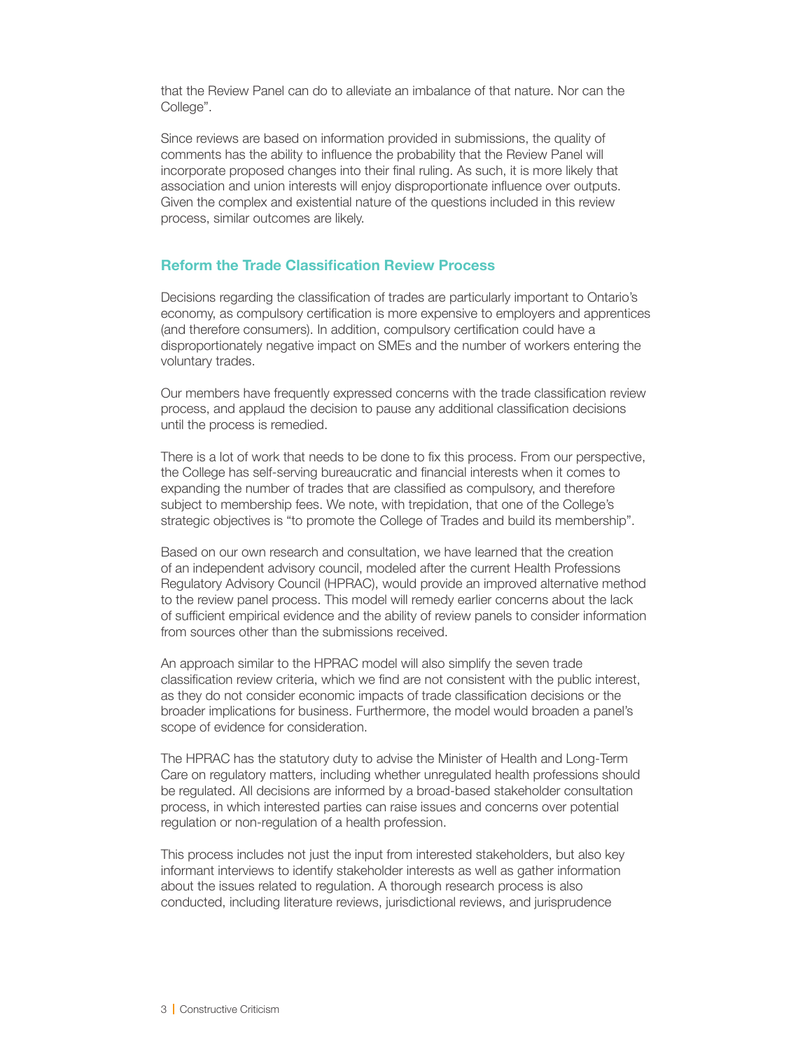that the Review Panel can do to alleviate an imbalance of that nature. Nor can the College".

Since reviews are based on information provided in submissions, the quality of comments has the ability to influence the probability that the Review Panel will incorporate proposed changes into their final ruling. As such, it is more likely that association and union interests will enjoy disproportionate influence over outputs. Given the complex and existential nature of the questions included in this review process, similar outcomes are likely.

### Reform the Trade Classification Review Process

Decisions regarding the classification of trades are particularly important to Ontario's economy, as compulsory certification is more expensive to employers and apprentices (and therefore consumers). In addition, compulsory certification could have a disproportionately negative impact on SMEs and the number of workers entering the voluntary trades.

Our members have frequently expressed concerns with the trade classification review process, and applaud the decision to pause any additional classification decisions until the process is remedied.

There is a lot of work that needs to be done to fix this process. From our perspective, the College has self-serving bureaucratic and financial interests when it comes to expanding the number of trades that are classified as compulsory, and therefore subject to membership fees. We note, with trepidation, that one of the College's strategic objectives is "to promote the College of Trades and build its membership".

Based on our own research and consultation, we have learned that the creation of an independent advisory council, modeled after the current Health Professions Regulatory Advisory Council (HPRAC), would provide an improved alternative method to the review panel process. This model will remedy earlier concerns about the lack of sufficient empirical evidence and the ability of review panels to consider information from sources other than the submissions received.

An approach similar to the HPRAC model will also simplify the seven trade classification review criteria, which we find are not consistent with the public interest, as they do not consider economic impacts of trade classification decisions or the broader implications for business. Furthermore, the model would broaden a panel's scope of evidence for consideration.

The HPRAC has the statutory duty to advise the Minister of Health and Long-Term Care on regulatory matters, including whether unregulated health professions should be regulated. All decisions are informed by a broad-based stakeholder consultation process, in which interested parties can raise issues and concerns over potential regulation or non-regulation of a health profession.

This process includes not just the input from interested stakeholders, but also key informant interviews to identify stakeholder interests as well as gather information about the issues related to regulation. A thorough research process is also conducted, including literature reviews, jurisdictional reviews, and jurisprudence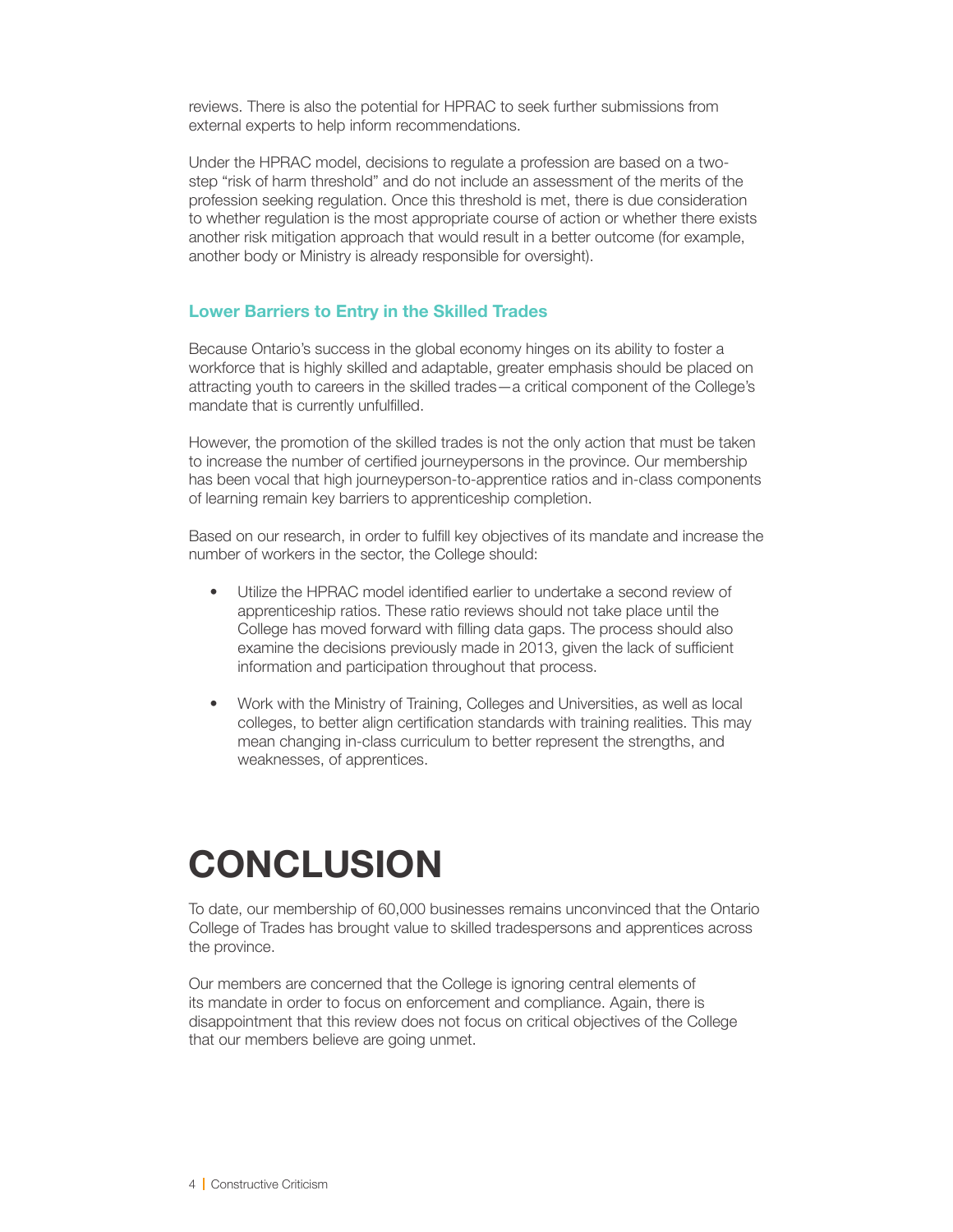reviews. There is also the potential for HPRAC to seek further submissions from external experts to help inform recommendations.

Under the HPRAC model, decisions to regulate a profession are based on a two-step "risk of harm threshold" and do not include an assessment of the merits of the profession seeking regulation. Once this threshold is met, there is due consideration to whether regulation is the most appropriate course of action or whether there exists another risk mitigation approach that would result in a better outcome (for example, another body or Ministry is already responsible for oversight).

### Lower Barriers to Entry in the Skilled Trades

Because Ontario's success in the global economy hinges on its ability to foster a workforce that is highly skilled and adaptable, greater emphasis should be placed on attracting youth to careers in the skilled trades—a critical component of the College's mandate that is currently unfulfilled.

However, the promotion of the skilled trades is not the only action that must be taken to increase the number of certified journeypersons in the province. Our membership has been vocal that high journeyperson-to-apprentice ratios and in-class components of learning remain key barriers to apprenticeship completion.

Based on our research, in order to fulfill key objectives of its mandate and increase the number of workers in the sector, the College should:

- Utilize the HPRAC model identified earlier to undertake a second review of apprenticeship ratios. These ratio reviews should not take place until the College has moved forward with filling data gaps. The process should also examine the decisions previously made in 2013, given the lack of sufficient information and participation throughout that process.
- Work with the Ministry of Training, Colleges and Universities, as well as local colleges, to better align certification standards with training realities. This may mean changing in-class curriculum to better represent the strengths, and weaknesses, of apprentices.

# CONCLUSION

To date, our membership of 60,000 businesses remains unconvinced that the Ontario College of Trades has brought value to skilled tradespersons and apprentices across the province.

Our members are concerned that the College is ignoring central elements of its mandate in order to focus on enforcement and compliance. Again, there is disappointment that this review does not focus on critical objectives of the College that our members believe are going unmet.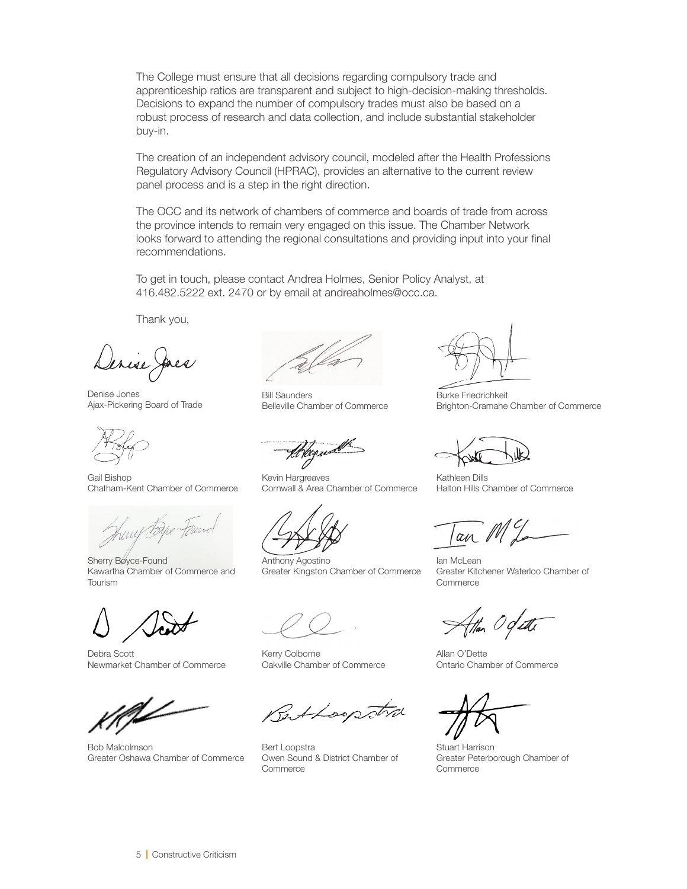The College must ensure that all decisions regarding compulsory trade and apprenticeship ratios are transparent and subject to high-decision-making thresholds. Decisions to expand the number of compulsory trades must also be based on a robust process of research and data collection, and include substantial stakeholder buy-in.

The creation of an independent advisory council, modeled after the Health Professions Regulatory Advisory Council (HPRAC), provides an alternative to the current review panel process and is a step in the right direction.

The OCC and its network of chambers of commerce and boards of trade from across the province intends to remain very engaged on this issue. The Chamber Network looks forward to attending the regional consultations and providing input into your final recommendations.

To get in touch, please contact Andrea Holmes, Senior Policy Analyst, at 416.482.5222 ext. 2470 or by email at andreaholmes@occ.ca.

Thank you,

Denise Jones
Ajax-Pickering Board of Trade

Bill Saunders
Belleville Chamber of Commerce

Burke Friedrichkeit
Brighton-Cramahe Chamber of Commerce

Gail Bishop
Chatham-Kent Chamber of Commerce

Kevin Hargreaves
Cornwall & Area Chamber of Commerce

Kathleen Dills
Halton Hills Chamber of Commerce

Sherry Boyce-Found
Kawartha Chamber of Commerce and Tourism

Anthony Agostino
Greater Kingston Chamber of Commerce

Ian McLean
Greater Kitchener Waterloo Chamber of Commerce

Debra Scott
Newmarket Chamber of Commerce

Kerry Colborne
Oakville Chamber of Commerce

Allan O'Dette
Ontario Chamber of Commerce

Bob Malcolmson
Greater Oshawa Chamber of Commerce

Bert Loopstra
Owen Sound & District Chamber of Commerce

Stuart Harrison
Greater Peterborough Chamber of Commerce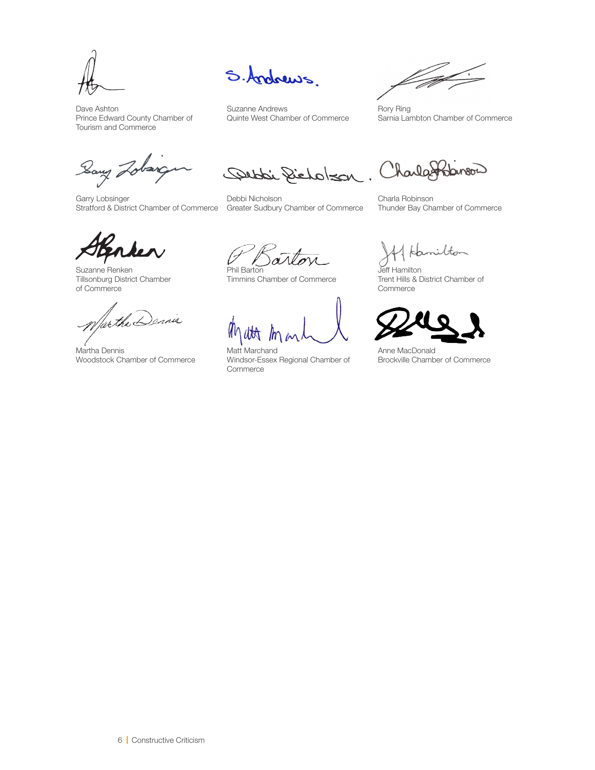Dave Ashton
Prince Edward County Chamber of Tourism and Commerce

Suzanne Andrews
Quinte West Chamber of Commerce

Rory Ring
Sarnia Lambton Chamber of Commerce

Garry Lobsinger
Stratford & District Chamber of Commerce

Debbi Nicholson
Greater Sudbury Chamber of Commerce

Charla Robinson
Thunder Bay Chamber of Commerce

Suzanne Renken
Tillsonburg District Chamber of Commerce

Phil Barton
Timmins Chamber of Commerce

Jeff Hamilton
Trent Hills & District Chamber of Commerce

Martha Dennis
Woodstock Chamber of Commerce

Matt Marchand
Windsor-Essex Regional Chamber of Commerce

Anne MacDonald
Brockville Chamber of Commerce